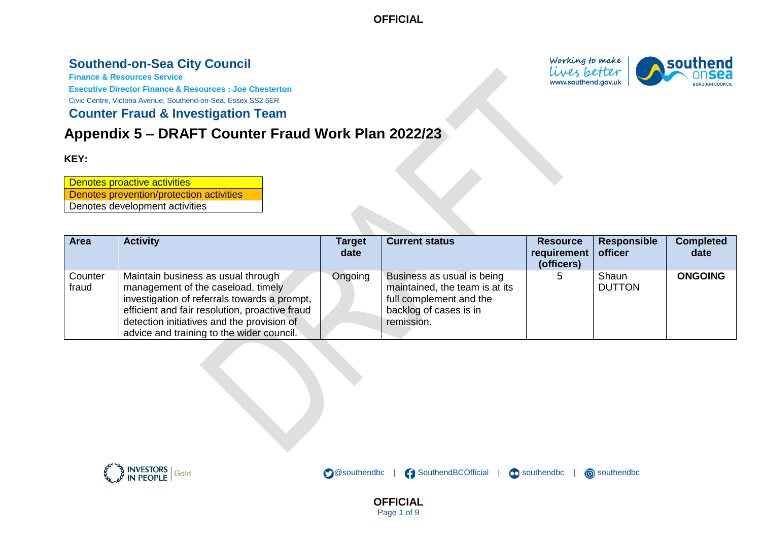## Southend-on-Sea City Council

**Finance & Resources Service**

**Executive Director Finance & Resources : Joe Chesterton**

Civic Centre, Victoria Avenue, Southend-on-Sea, Essex SS2 6ER

## Counter Fraud & Investigation Team

# Appendix 5 – DRAFT Counter Fraud Work Plan 2022/23

**KEY:**

| |
|---|
| Denotes proactive activities |
| Denotes prevention/protection activities |
| Denotes development activities |

| Area | Activity | Target date | Current status | Resource requirement (officers) | Responsible officer | Completed date |
|---|---|---|---|---|---|---|
| Counter fraud | Maintain business as usual through management of the caseload, timely investigation of referrals towards a prompt, efficient and fair resolution, proactive fraud detection initiatives and the provision of advice and training to the wider council. | Ongoing | Business as usual is being maintained, the team is at its full complement and the backlog of cases is in remission. | 5 | Shaun DUTTON | **ONGOING** |

@southendbc | SouthendBCOfficial | southendbc | southendbc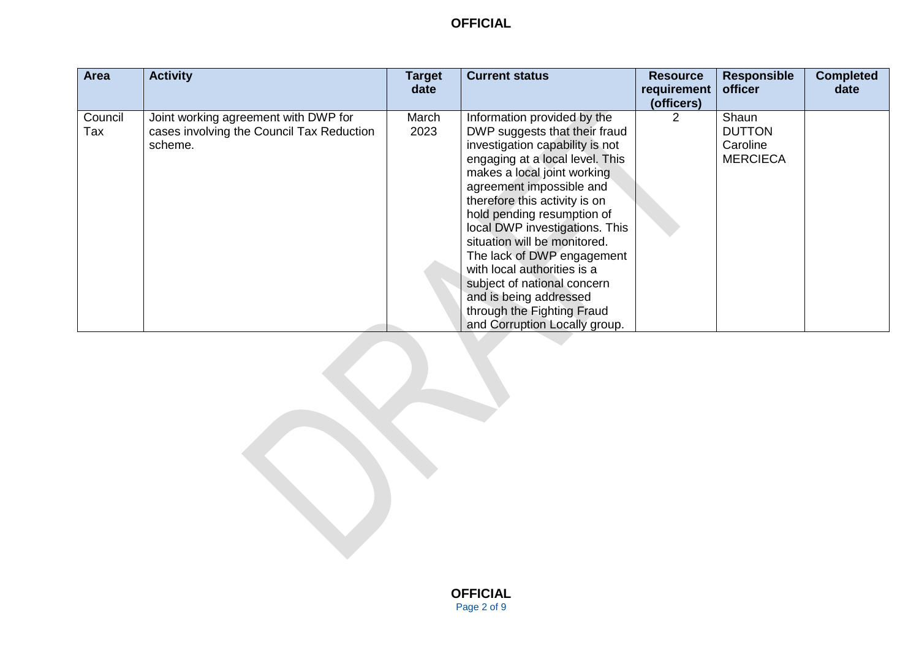| Area | Activity | Target date | Current status | Resource requirement (officers) | Responsible officer | Completed date |
|---|---|---|---|---|---|---|
| Council Tax | Joint working agreement with DWP for cases involving the Council Tax Reduction scheme. | March 2023 | Information provided by the DWP suggests that their fraud investigation capability is not engaging at a local level. This makes a local joint working agreement impossible and therefore this activity is on hold pending resumption of local DWP investigations. This situation will be monitored. The lack of DWP engagement with local authorities is a subject of national concern and is being addressed through the Fighting Fraud and Corruption Locally group. | 2 | Shaun DUTTON Caroline MERCIECA | |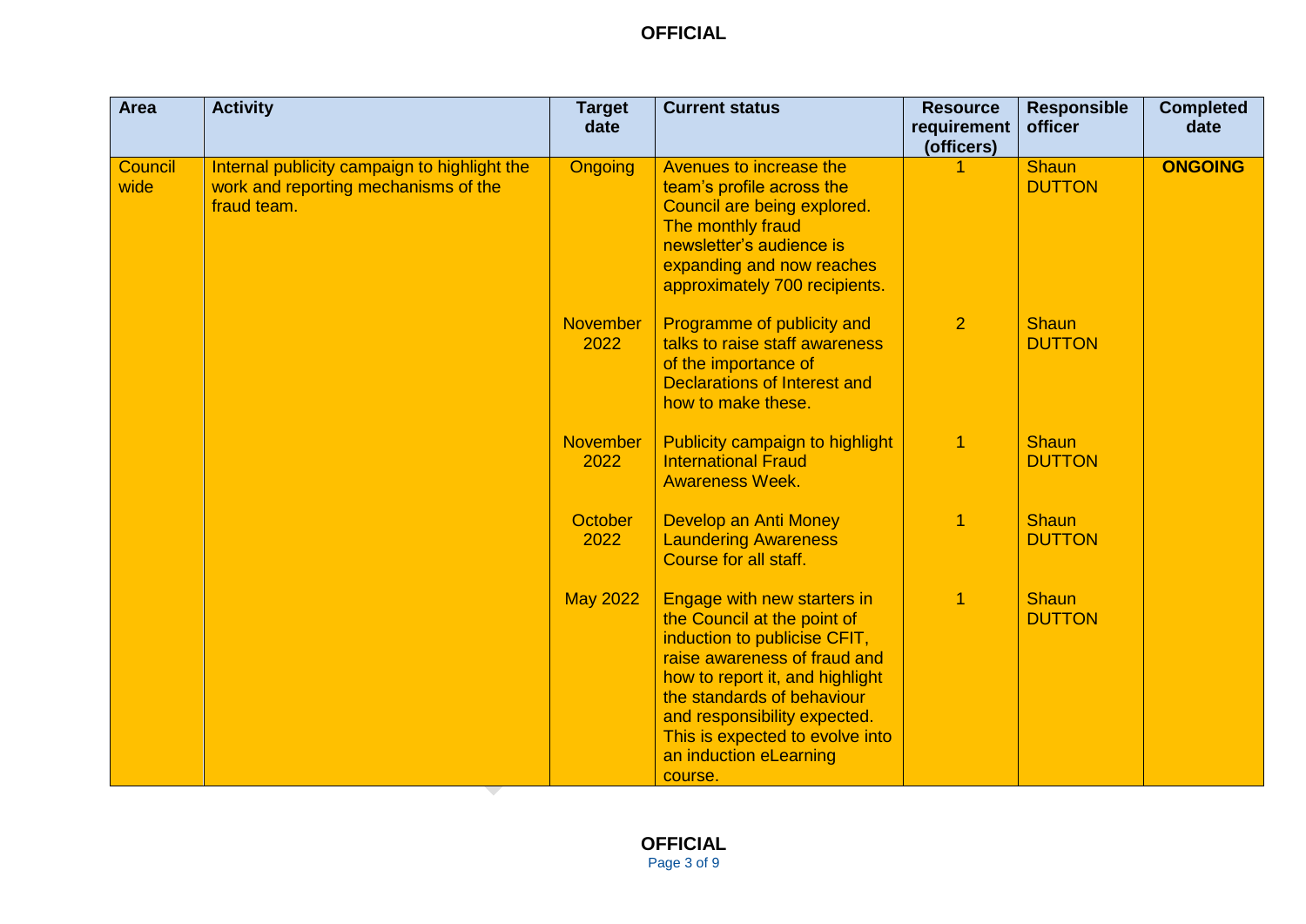**OFFICIAL**

| Area | Activity | Target date | Current status | Resource requirement (officers) | Responsible officer | Completed date |
|---|---|---|---|---|---|---|
| Council wide | Internal publicity campaign to highlight the work and reporting mechanisms of the fraud team. | Ongoing | Avenues to increase the team's profile across the Council are being explored. The monthly fraud newsletter's audience is expanding and now reaches approximately 700 recipients. | 1 | Shaun DUTTON | **ONGOING** |
| | | November 2022 | Programme of publicity and talks to raise staff awareness of the importance of Declarations of Interest and how to make these. | 2 | Shaun DUTTON | |
| | | November 2022 | Publicity campaign to highlight International Fraud Awareness Week. | 1 | Shaun DUTTON | |
| | | October 2022 | Develop an Anti Money Laundering Awareness Course for all staff. | 1 | Shaun DUTTON | |
| | | May 2022 | Engage with new starters in the Council at the point of induction to publicise CFIT, raise awareness of fraud and how to report it, and highlight the standards of behaviour and responsibility expected. This is expected to evolve into an induction eLearning course. | 1 | Shaun DUTTON | |

**OFFICIAL**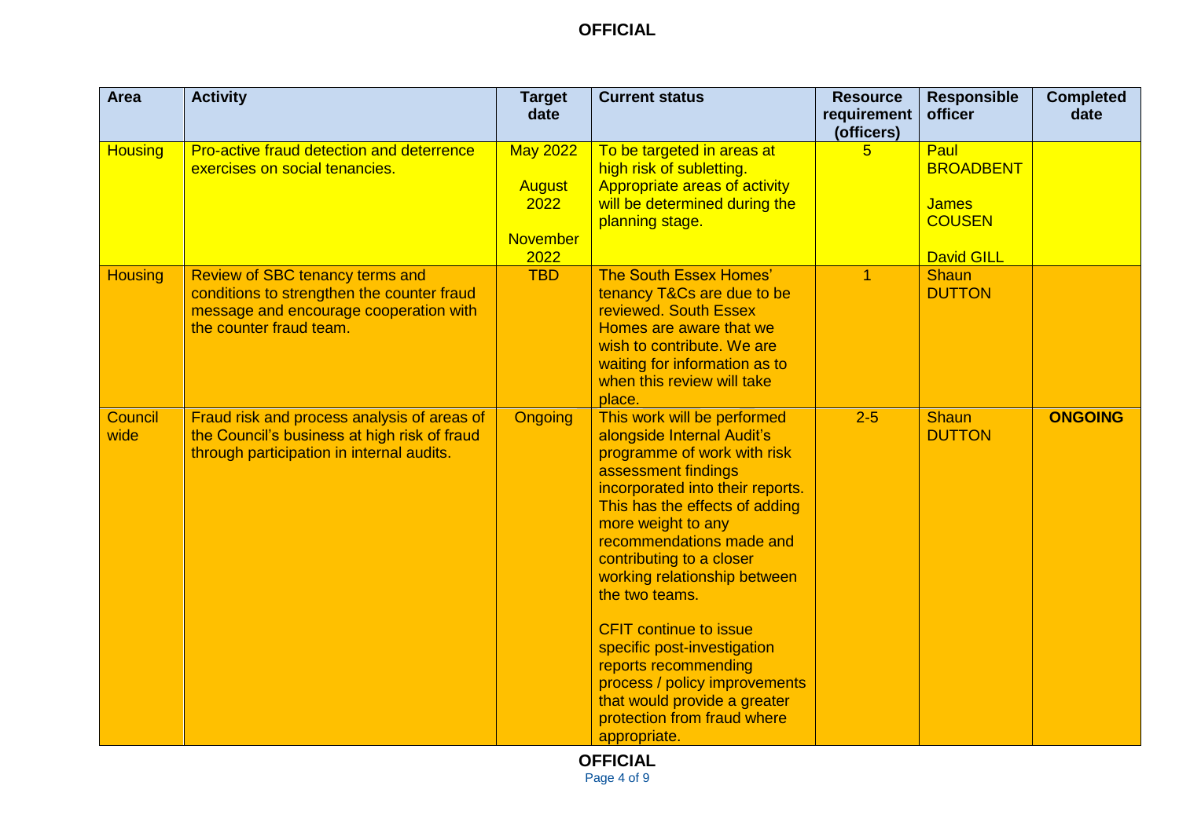| Area | Activity | Target date | Current status | Resource requirement (officers) | Responsible officer | Completed date |
|---|---|---|---|---|---|---|
| Housing | Pro-active fraud detection and deterrence exercises on social tenancies. | May 2022<br><br>August 2022<br><br>November 2022 | To be targeted in areas at high risk of subletting. Appropriate areas of activity will be determined during the planning stage. | 5 | Paul BROADBENT<br><br>James COUSEN<br><br>David GILL | |
| Housing | Review of SBC tenancy terms and conditions to strengthen the counter fraud message and encourage cooperation with the counter fraud team. | TBD | The South Essex Homes' tenancy T&Cs are due to be reviewed. South Essex Homes are aware that we wish to contribute. We are waiting for information as to when this review will take place. | 1 | Shaun DUTTON | |
| Council wide | Fraud risk and process analysis of areas of the Council's business at high risk of fraud through participation in internal audits. | Ongoing | This work will be performed alongside Internal Audit's programme of work with risk assessment findings incorporated into their reports. This has the effects of adding more weight to any recommendations made and contributing to a closer working relationship between the two teams.<br><br>CFIT continue to issue specific post-investigation reports recommending process / policy improvements that would provide a greater protection from fraud where appropriate. | 2-5 | Shaun DUTTON | **ONGOING** |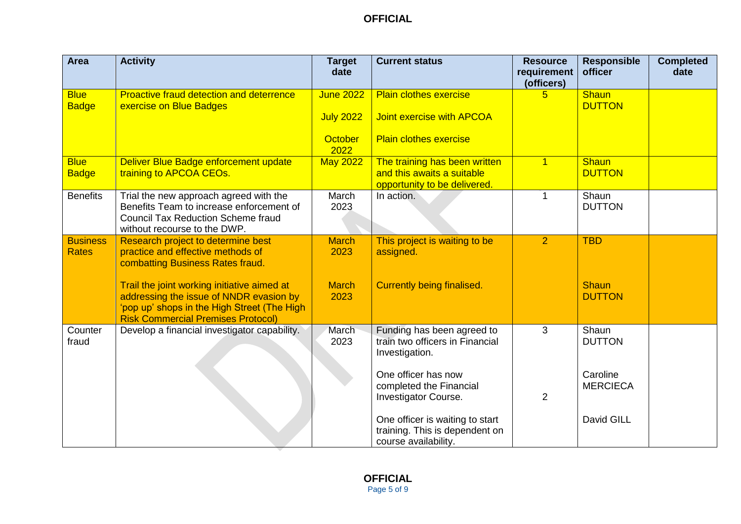| Area | Activity | Target date | Current status | Resource requirement (officers) | Responsible officer | Completed date |
|---|---|---|---|---|---|---|
| Blue Badge | Proactive fraud detection and deterrence exercise on Blue Badges | June 2022<br><br>July 2022<br><br>October 2022 | Plain clothes exercise<br><br>Joint exercise with APCOA<br><br>Plain clothes exercise | 5 | Shaun DUTTON | |
| Blue Badge | Deliver Blue Badge enforcement update training to APCOA CEOs. | May 2022 | The training has been written and this awaits a suitable opportunity to be delivered. | 1 | Shaun DUTTON | |
| Benefits | Trial the new approach agreed with the Benefits Team to increase enforcement of Council Tax Reduction Scheme fraud without recourse to the DWP. | March 2023 | In action. | 1 | Shaun DUTTON | |
| Business Rates | Research project to determine best practice and effective methods of combatting Business Rates fraud.<br><br>Trail the joint working initiative aimed at addressing the issue of NNDR evasion by 'pop up' shops in the High Street (The High Risk Commercial Premises Protocol) | March 2023<br><br>March 2023 | This project is waiting to be assigned.<br><br>Currently being finalised. | 2 | TBD<br><br>Shaun DUTTON | |
| Counter fraud | Develop a financial investigator capability. | March 2023 | Funding has been agreed to train two officers in Financial Investigation.<br><br>One officer has now completed the Financial Investigator Course.<br><br>One officer is waiting to start training. This is dependent on course availability. | 3<br><br>2 | Shaun DUTTON<br><br>Caroline MERCIECA<br><br>David GILL | |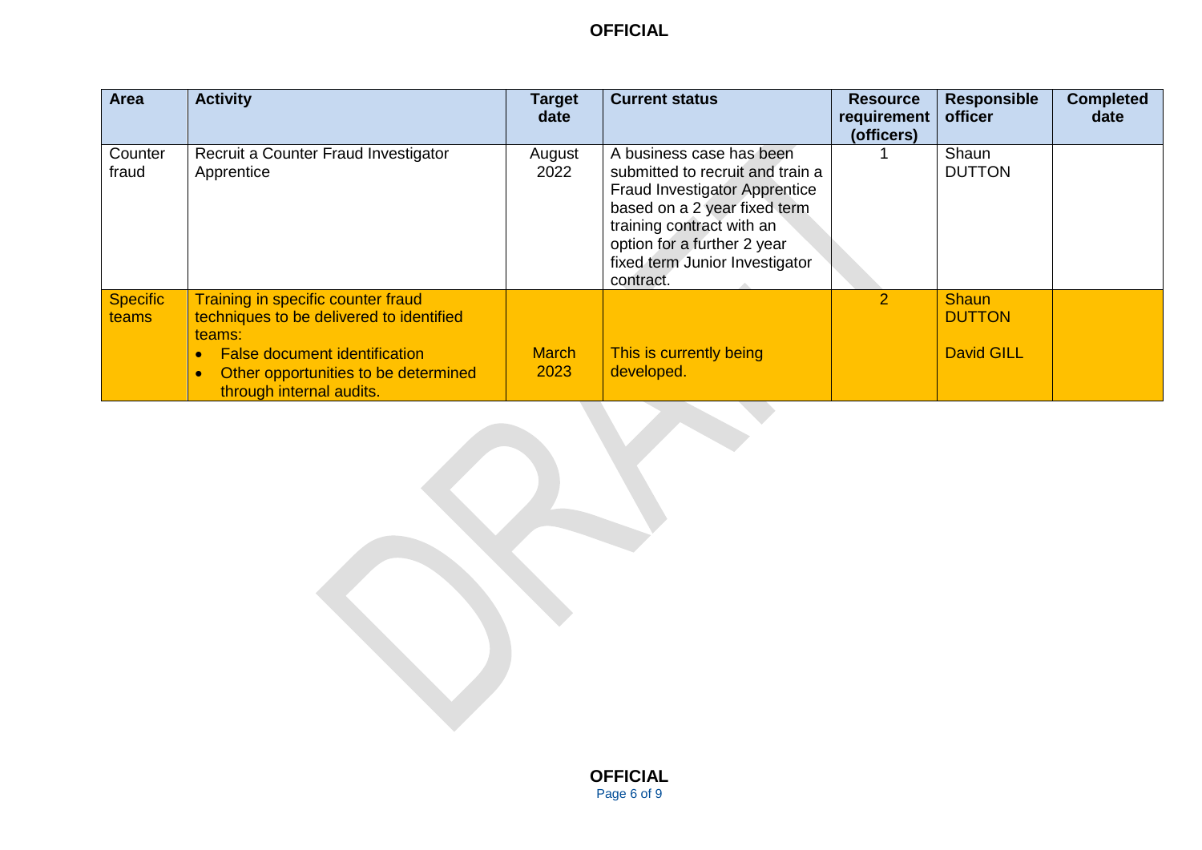| Area | Activity | Target date | Current status | Resource requirement (officers) | Responsible officer | Completed date |
|---|---|---|---|---|---|---|
| Counter fraud | Recruit a Counter Fraud Investigator Apprentice | August 2022 | A business case has been submitted to recruit and train a Fraud Investigator Apprentice based on a 2 year fixed term training contract with an option for a further 2 year fixed term Junior Investigator contract. | 1 | Shaun DUTTON | |
| Specific teams | Training in specific counter fraud techniques to be delivered to identified teams: <br>• False document identification <br>• Other opportunities to be determined through internal audits. | March 2023 | This is currently being developed. | 2 | Shaun DUTTON <br><br> David GILL | |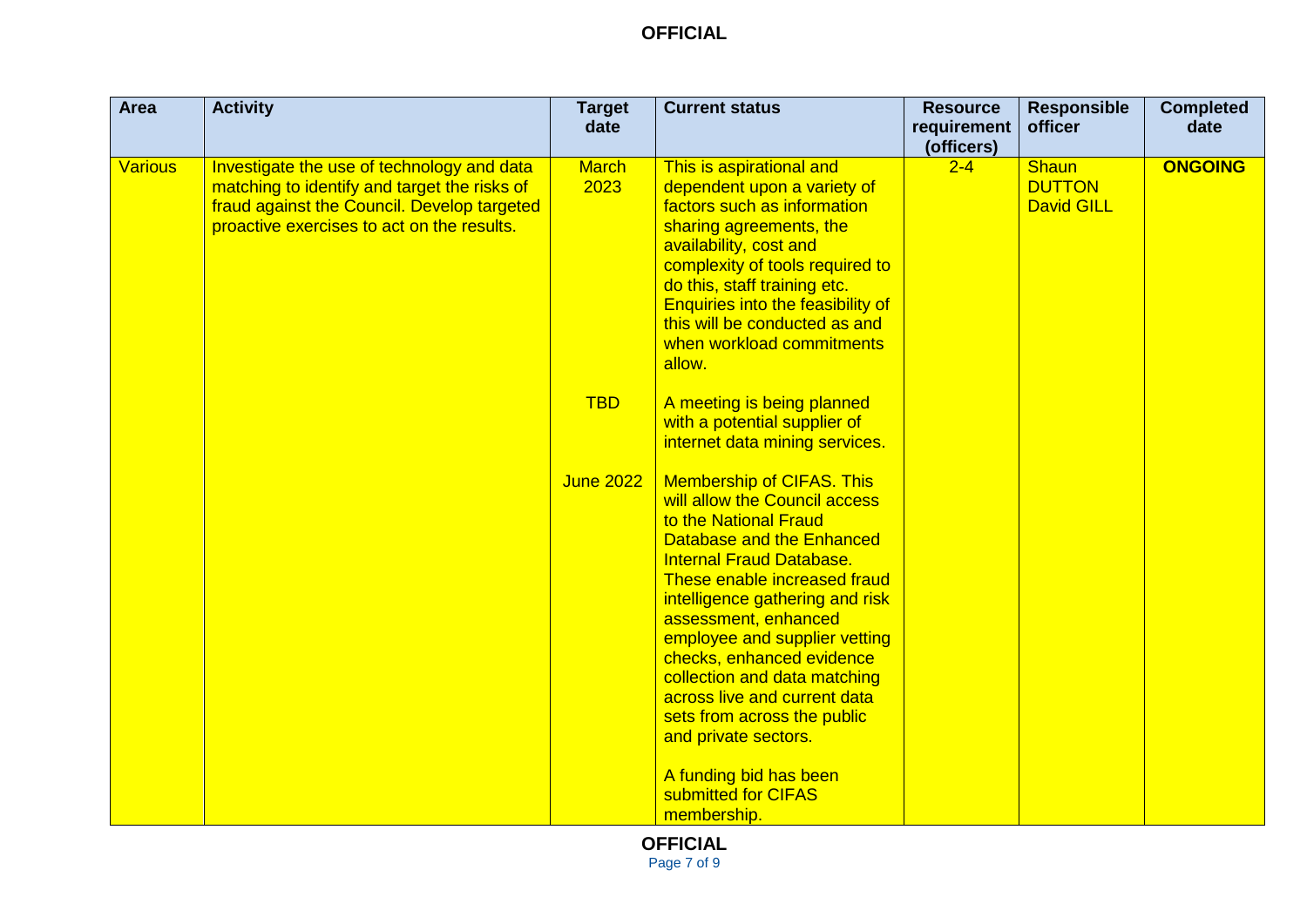| Area | Activity | Target date | Current status | Resource requirement (officers) | Responsible officer | Completed date |
|---|---|---|---|---|---|---|
| Various | Investigate the use of technology and data matching to identify and target the risks of fraud against the Council. Develop targeted proactive exercises to act on the results. | March 2023<br><br>TBD<br><br>June 2022 | This is aspirational and dependent upon a variety of factors such as information sharing agreements, the availability, cost and complexity of tools required to do this, staff training etc. Enquiries into the feasibility of this will be conducted as and when workload commitments allow.<br><br>A meeting is being planned with a potential supplier of internet data mining services.<br><br>Membership of CIFAS. This will allow the Council access to the National Fraud Database and the Enhanced Internal Fraud Database. These enable increased fraud intelligence gathering and risk assessment, enhanced employee and supplier vetting checks, enhanced evidence collection and data matching across live and current data sets from across the public and private sectors.<br><br>A funding bid has been submitted for CIFAS membership. | 2-4 | Shaun DUTTON<br>David GILL | **ONGOING** |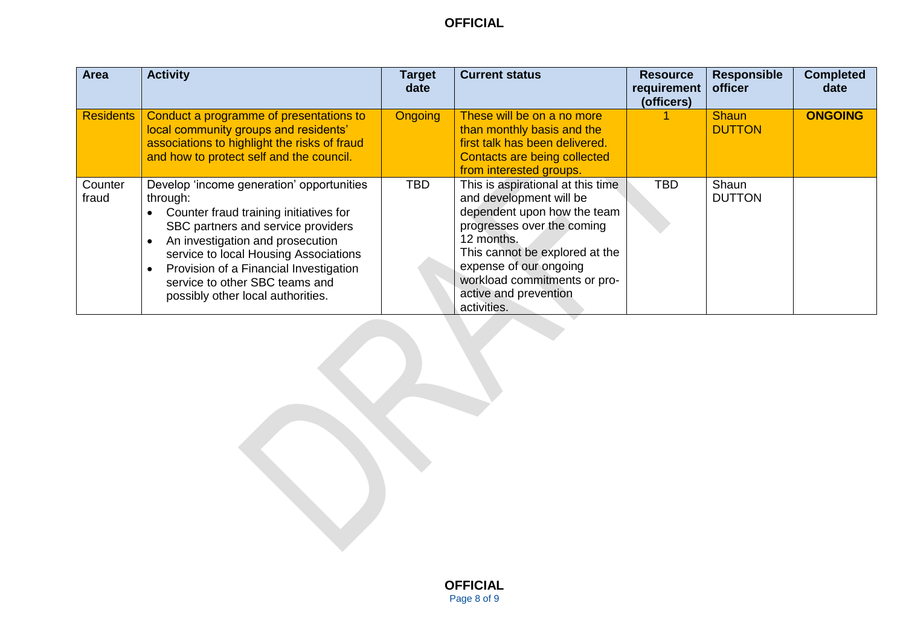| Area | Activity | Target date | Current status | Resource requirement (officers) | Responsible officer | Completed date |
| --- | --- | --- | --- | --- | --- | --- |
| Residents | Conduct a programme of presentations to local community groups and residents' associations to highlight the risks of fraud and how to protect self and the council. | Ongoing | These will be on a no more than monthly basis and the first talk has been delivered. Contacts are being collected from interested groups. | 1 | Shaun DUTTON | **ONGOING** |
| Counter fraud | Develop 'income generation' opportunities through:<br>• Counter fraud training initiatives for SBC partners and service providers<br>• An investigation and prosecution service to local Housing Associations<br>• Provision of a Financial Investigation service to other SBC teams and possibly other local authorities. | TBD | This is aspirational at this time and development will be dependent upon how the team progresses over the coming 12 months.<br>This cannot be explored at the expense of our ongoing workload commitments or pro-active and prevention activities. | TBD | Shaun DUTTON | |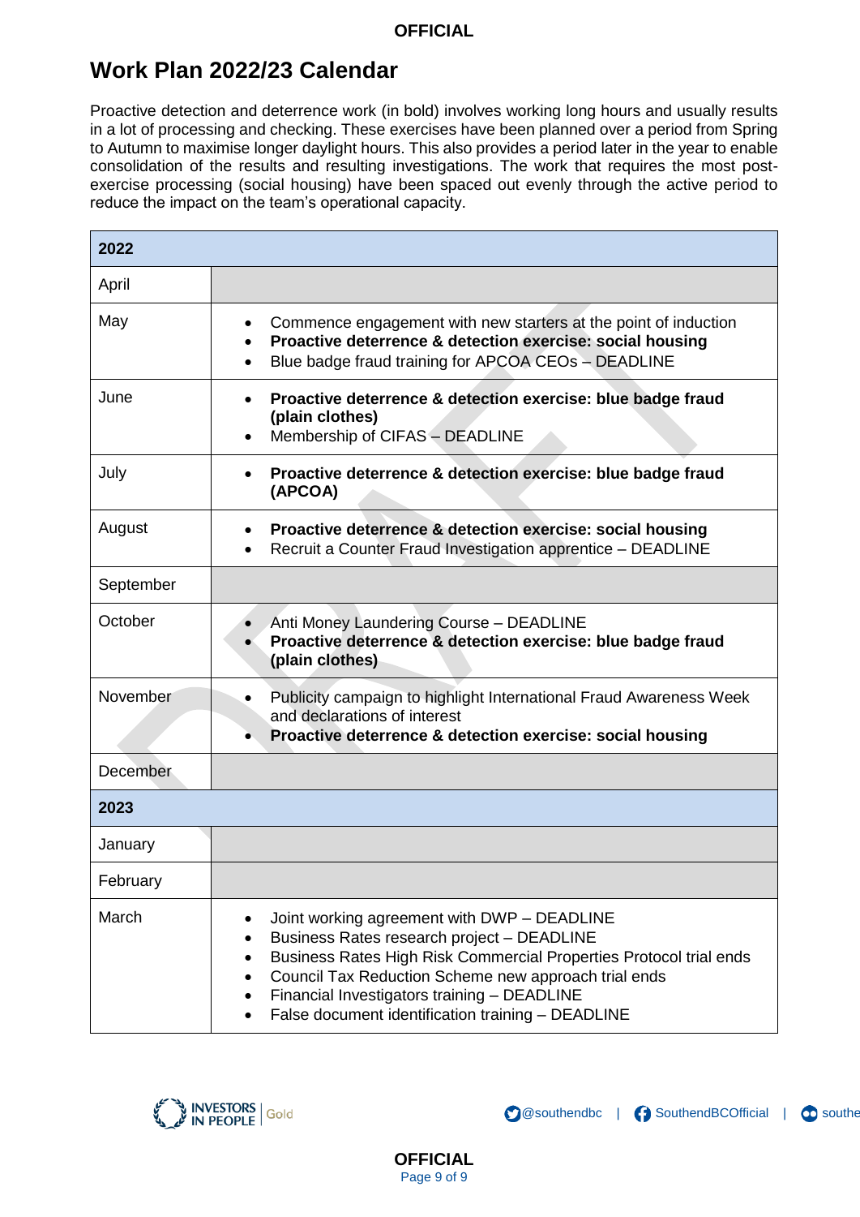## Work Plan 2022/23 Calendar

Proactive detection and deterrence work (in bold) involves working long hours and usually results in a lot of processing and checking. These exercises have been planned over a period from Spring to Autumn to maximise longer daylight hours. This also provides a period later in the year to enable consolidation of the results and resulting investigations. The work that requires the most post-exercise processing (social housing) have been spaced out evenly through the active period to reduce the impact on the team's operational capacity.

| | |
|---|---|
| **2022** | |
| April | |
| May | • Commence engagement with new starters at the point of induction<br>• **Proactive deterrence & detection exercise: social housing**<br>• Blue badge fraud training for APCOA CEOs – DEADLINE |
| June | • **Proactive deterrence & detection exercise: blue badge fraud (plain clothes)**<br>• Membership of CIFAS – DEADLINE |
| July | • **Proactive deterrence & detection exercise: blue badge fraud (APCOA)** |
| August | • **Proactive deterrence & detection exercise: social housing**<br>• Recruit a Counter Fraud Investigation apprentice – DEADLINE |
| September | |
| October | • Anti Money Laundering Course – DEADLINE<br>• **Proactive deterrence & detection exercise: blue badge fraud (plain clothes)** |
| November | • Publicity campaign to highlight International Fraud Awareness Week and declarations of interest<br>• **Proactive deterrence & detection exercise: social housing** |
| December | |
| **2023** | |
| January | |
| February | |
| March | • Joint working agreement with DWP – DEADLINE<br>• Business Rates research project – DEADLINE<br>• Business Rates High Risk Commercial Properties Protocol trial ends<br>• Council Tax Reduction Scheme new approach trial ends<br>• Financial Investigators training – DEADLINE<br>• False document identification training – DEADLINE |